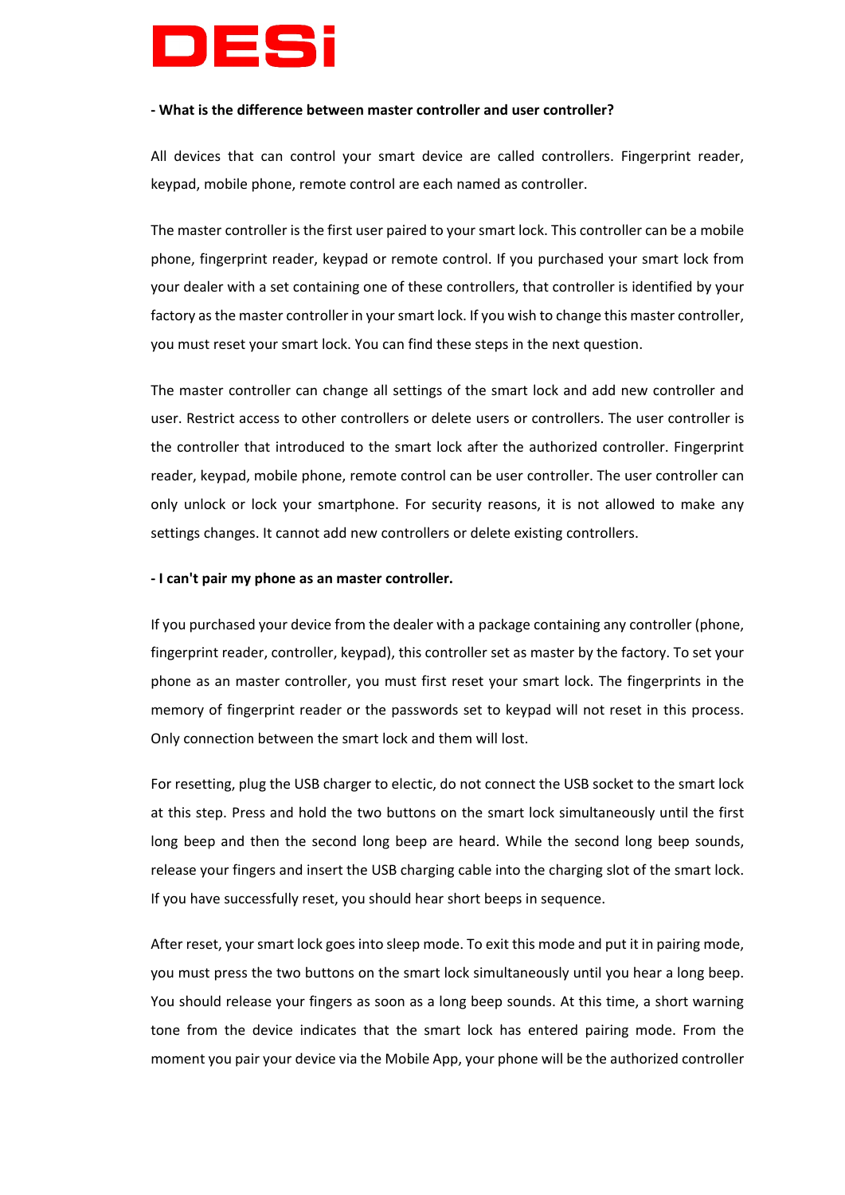# DESi

**- What is the difference between master controller and user controller?**

All devices that can control your smart device are called controllers. Fingerprint reader, keypad, mobile phone, remote control are each named as controller.

The master controller is the first user paired to your smart lock. This controller can be a mobile phone, fingerprint reader, keypad or remote control. If you purchased your smart lock from your dealer with a set containing one of these controllers, that controller is identified by your factory as the master controller in your smart lock. If you wish to change this master controller, you must reset your smart lock. You can find these steps in the next question.

The master controller can change all settings of the smart lock and add new controller and user. Restrict access to other controllers or delete users or controllers. The user controller is the controller that introduced to the smart lock after the authorized controller. Fingerprint reader, keypad, mobile phone, remote control can be user controller. The user controller can only unlock or lock your smartphone. For security reasons, it is not allowed to make any settings changes. It cannot add new controllers or delete existing controllers.

**- I can't pair my phone as an master controller.**

If you purchased your device from the dealer with a package containing any controller (phone, fingerprint reader, controller, keypad), this controller set as master by the factory. To set your phone as an master controller, you must first reset your smart lock. The fingerprints in the memory of fingerprint reader or the passwords set to keypad will not reset in this process. Only connection between the smart lock and them will lost.

For resetting, plug the USB charger to electic, do not connect the USB socket to the smart lock at this step. Press and hold the two buttons on the smart lock simultaneously until the first long beep and then the second long beep are heard. While the second long beep sounds, release your fingers and insert the USB charging cable into the charging slot of the smart lock. If you have successfully reset, you should hear short beeps in sequence.

After reset, your smart lock goes into sleep mode. To exit this mode and put it in pairing mode, you must press the two buttons on the smart lock simultaneously until you hear a long beep. You should release your fingers as soon as a long beep sounds. At this time, a short warning tone from the device indicates that the smart lock has entered pairing mode. From the moment you pair your device via the Mobile App, your phone will be the authorized controller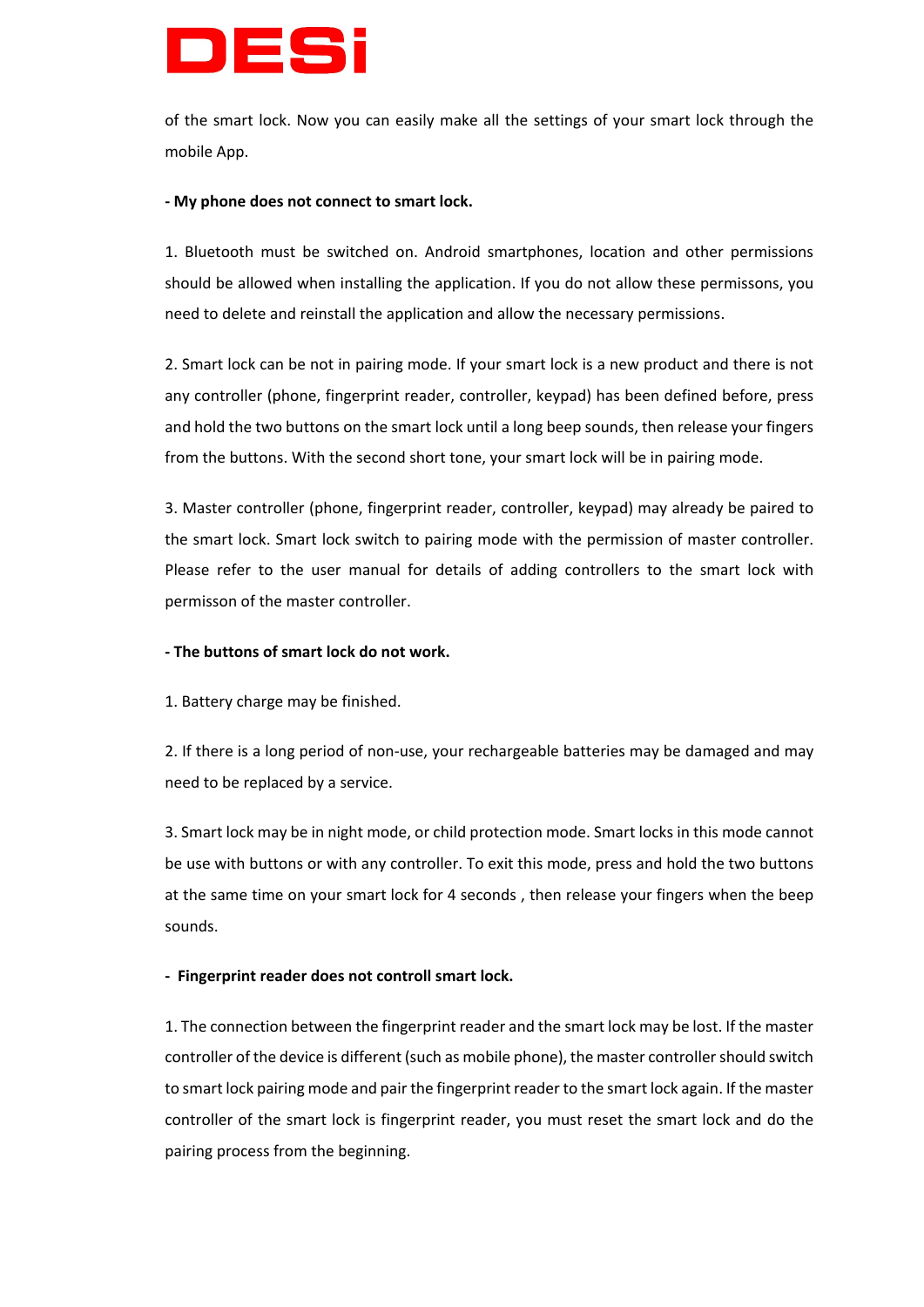of the smart lock. Now you can easily make all the settings of your smart lock through the mobile App.

**- My phone does not connect to smart lock.**

1. Bluetooth must be switched on. Android smartphones, location and other permissions should be allowed when installing the application. If you do not allow these permissons, you need to delete and reinstall the application and allow the necessary permissions.

2. Smart lock can be not in pairing mode. If your smart lock is a new product and there is not any controller (phone, fingerprint reader, controller, keypad) has been defined before, press and hold the two buttons on the smart lock until a long beep sounds, then release your fingers from the buttons. With the second short tone, your smart lock will be in pairing mode.

3. Master controller (phone, fingerprint reader, controller, keypad) may already be paired to the smart lock. Smart lock switch to pairing mode with the permission of master controller. Please refer to the user manual for details of adding controllers to the smart lock with permisson of the master controller.

**- The buttons of smart lock do not work.**

1. Battery charge may be finished.

2. If there is a long period of non-use, your rechargeable batteries may be damaged and may need to be replaced by a service.

3. Smart lock may be in night mode, or child protection mode. Smart locks in this mode cannot be use with buttons or with any controller. To exit this mode, press and hold the two buttons at the same time on your smart lock for 4 seconds , then release your fingers when the beep sounds.

**- Fingerprint reader does not controll smart lock.**

1. The connection between the fingerprint reader and the smart lock may be lost. If the master controller of the device is different (such as mobile phone), the master controller should switch to smart lock pairing mode and pair the fingerprint reader to the smart lock again. If the master controller of the smart lock is fingerprint reader, you must reset the smart lock and do the pairing process from the beginning.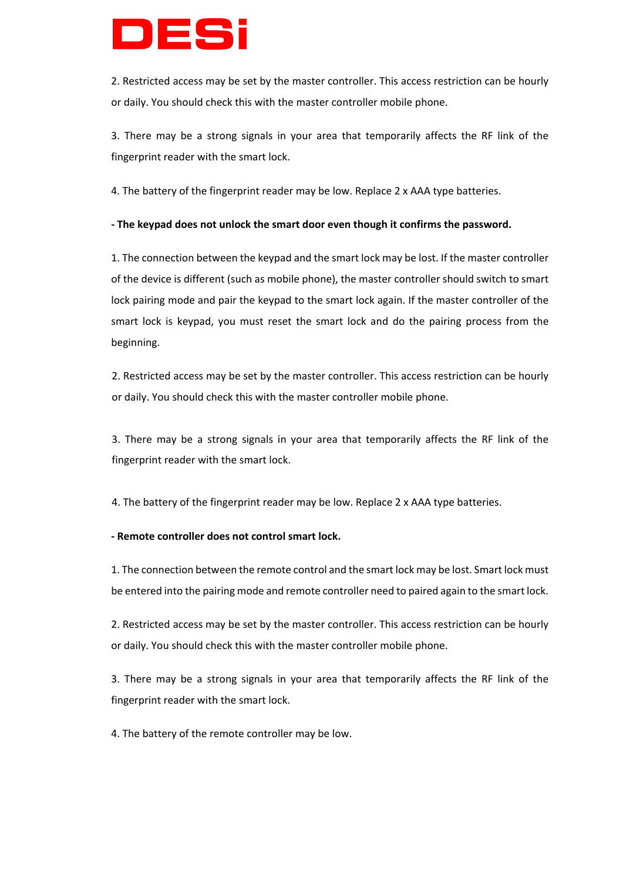2. Restricted access may be set by the master controller. This access restriction can be hourly or daily. You should check this with the master controller mobile phone.

3. There may be a strong signals in your area that temporarily affects the RF link of the fingerprint reader with the smart lock.

4. The battery of the fingerprint reader may be low. Replace 2 x AAA type batteries.

**- The keypad does not unlock the smart door even though it confirms the password.**

1. The connection between the keypad and the smart lock may be lost. If the master controller of the device is different (such as mobile phone), the master controller should switch to smart lock pairing mode and pair the keypad to the smart lock again. If the master controller of the smart lock is keypad, you must reset the smart lock and do the pairing process from the beginning.

2. Restricted access may be set by the master controller. This access restriction can be hourly or daily. You should check this with the master controller mobile phone.

3. There may be a strong signals in your area that temporarily affects the RF link of the fingerprint reader with the smart lock.

4. The battery of the fingerprint reader may be low. Replace 2 x AAA type batteries.

**- Remote controller does not control smart lock.**

1. The connection between the remote control and the smart lock may be lost. Smart lock must be entered into the pairing mode and remote controller need to paired again to the smart lock.

2. Restricted access may be set by the master controller. This access restriction can be hourly or daily. You should check this with the master controller mobile phone.

3. There may be a strong signals in your area that temporarily affects the RF link of the fingerprint reader with the smart lock.

4. The battery of the remote controller may be low.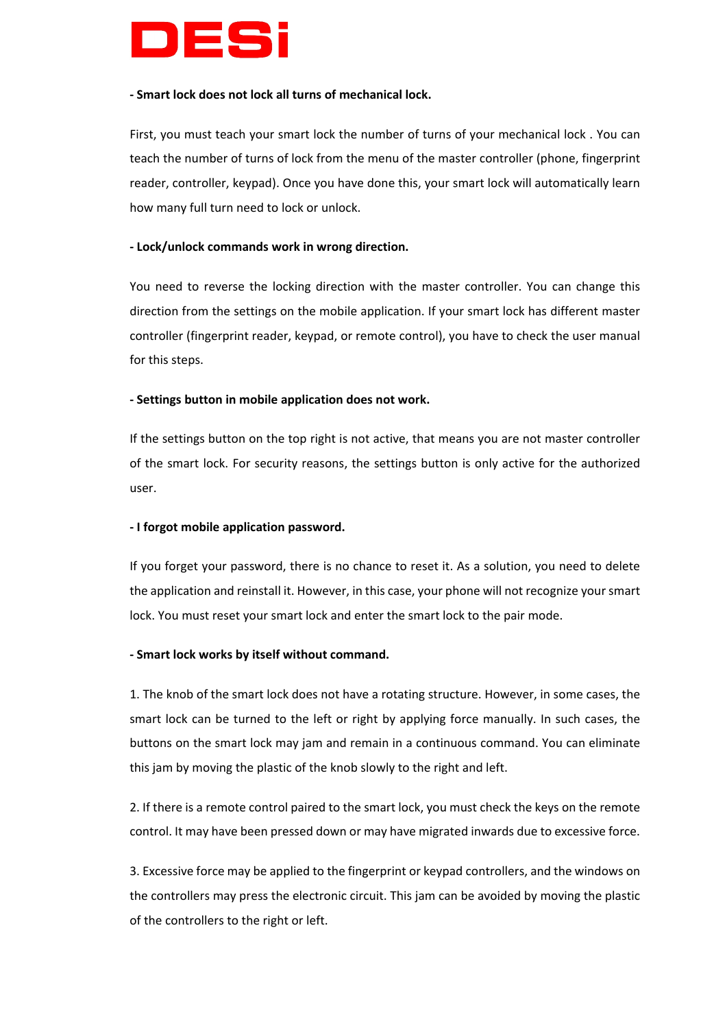**- Smart lock does not lock all turns of mechanical lock.**

First, you must teach your smart lock the number of turns of your mechanical lock . You can teach the number of turns of lock from the menu of the master controller (phone, fingerprint reader, controller, keypad). Once you have done this, your smart lock will automatically learn how many full turn need to lock or unlock.

**- Lock/unlock commands work in wrong direction.**

You need to reverse the locking direction with the master controller. You can change this direction from the settings on the mobile application. If your smart lock has different master controller (fingerprint reader, keypad, or remote control), you have to check the user manual for this steps.

**- Settings button in mobile application does not work.**

If the settings button on the top right is not active, that means you are not master controller of the smart lock. For security reasons, the settings button is only active for the authorized user.

**- I forgot mobile application password.**

If you forget your password, there is no chance to reset it. As a solution, you need to delete the application and reinstall it. However, in this case, your phone will not recognize your smart lock. You must reset your smart lock and enter the smart lock to the pair mode.

**- Smart lock works by itself without command.**

1. The knob of the smart lock does not have a rotating structure. However, in some cases, the smart lock can be turned to the left or right by applying force manually. In such cases, the buttons on the smart lock may jam and remain in a continuous command. You can eliminate this jam by moving the plastic of the knob slowly to the right and left.

2. If there is a remote control paired to the smart lock, you must check the keys on the remote control. It may have been pressed down or may have migrated inwards due to excessive force.

3. Excessive force may be applied to the fingerprint or keypad controllers, and the windows on the controllers may press the electronic circuit. This jam can be avoided by moving the plastic of the controllers to the right or left.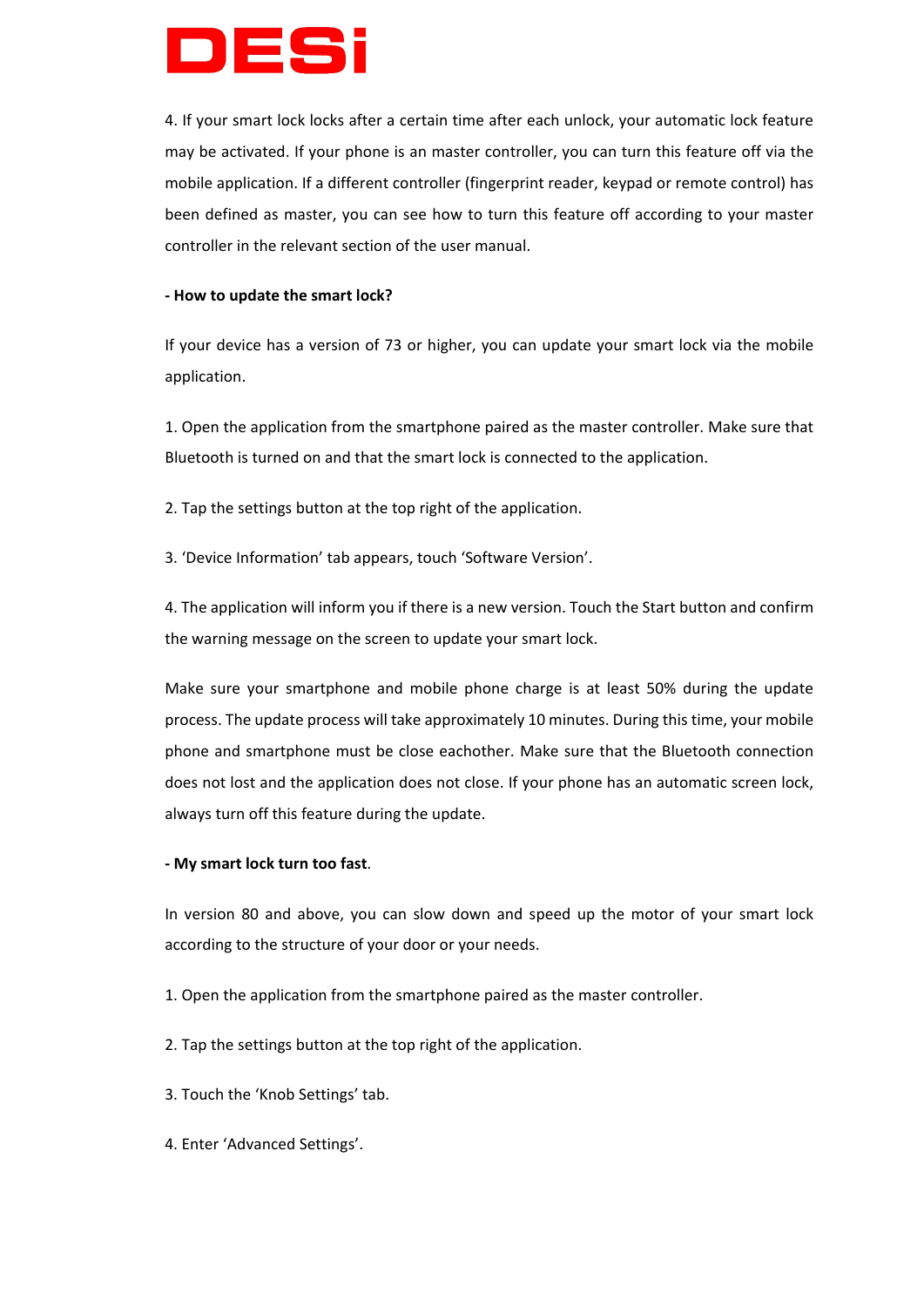4. If your smart lock locks after a certain time after each unlock, your automatic lock feature may be activated. If your phone is an master controller, you can turn this feature off via the mobile application. If a different controller (fingerprint reader, keypad or remote control) has been defined as master, you can see how to turn this feature off according to your master controller in the relevant section of the user manual.

**- How to update the smart lock?**

If your device has a version of 73 or higher, you can update your smart lock via the mobile application.

1. Open the application from the smartphone paired as the master controller. Make sure that Bluetooth is turned on and that the smart lock is connected to the application.

2. Tap the settings button at the top right of the application.

3. 'Device Information' tab appears, touch 'Software Version'.

4. The application will inform you if there is a new version. Touch the Start button and confirm the warning message on the screen to update your smart lock.

Make sure your smartphone and mobile phone charge is at least 50% during the update process. The update process will take approximately 10 minutes. During this time, your mobile phone and smartphone must be close eachother. Make sure that the Bluetooth connection does not lost and the application does not close. If your phone has an automatic screen lock, always turn off this feature during the update.

**- My smart lock turn too fast**.

In version 80 and above, you can slow down and speed up the motor of your smart lock according to the structure of your door or your needs.

1. Open the application from the smartphone paired as the master controller.

2. Tap the settings button at the top right of the application.

3. Touch the 'Knob Settings' tab.

4. Enter 'Advanced Settings'.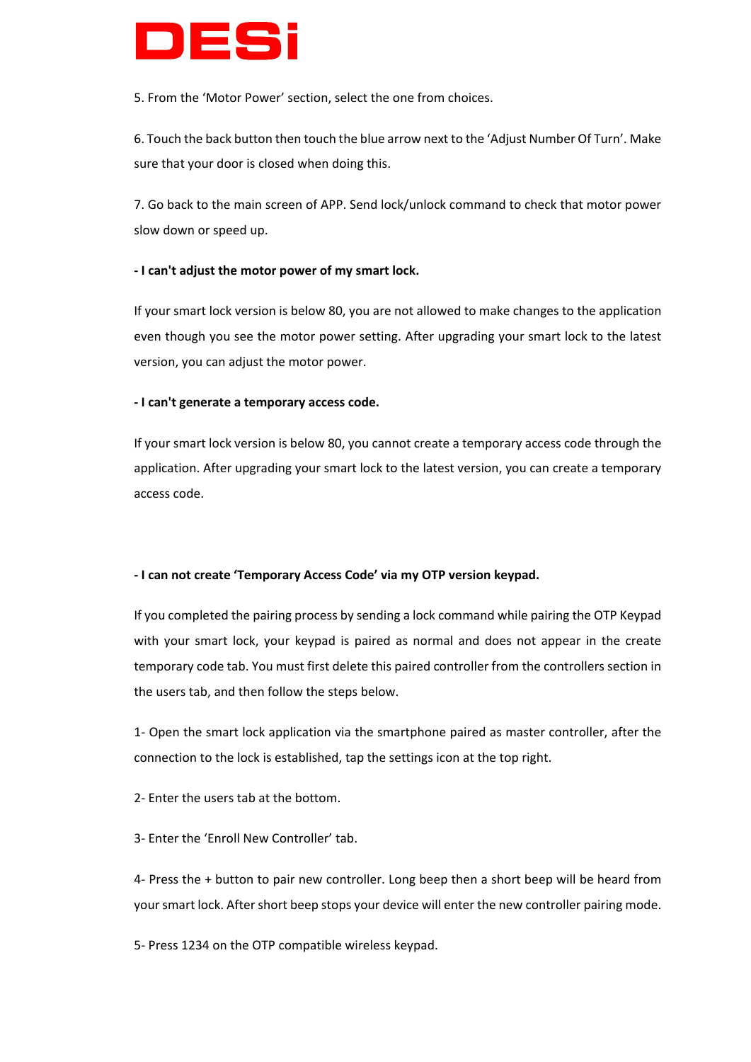5. From the ‘Motor Power’ section, select the one from choices.

6. Touch the back button then touch the blue arrow next to the ‘Adjust Number Of Turn’. Make sure that your door is closed when doing this.

7. Go back to the main screen of APP. Send lock/unlock command to check that motor power slow down or speed up.

**- I can't adjust the motor power of my smart lock.**

If your smart lock version is below 80, you are not allowed to make changes to the application even though you see the motor power setting. After upgrading your smart lock to the latest version, you can adjust the motor power.

**- I can't generate a temporary access code.**

If your smart lock version is below 80, you cannot create a temporary access code through the application. After upgrading your smart lock to the latest version, you can create a temporary access code.

**- I can not create ‘Temporary Access Code’ via my OTP version keypad.**

If you completed the pairing process by sending a lock command while pairing the OTP Keypad with your smart lock, your keypad is paired as normal and does not appear in the create temporary code tab. You must first delete this paired controller from the controllers section in the users tab, and then follow the steps below.

1- Open the smart lock application via the smartphone paired as master controller, after the connection to the lock is established, tap the settings icon at the top right.

2- Enter the users tab at the bottom.

3- Enter the ‘Enroll New Controller’ tab.

4- Press the + button to pair new controller. Long beep then a short beep will be heard from your smart lock. After short beep stops your device will enter the new controller pairing mode.

5- Press 1234 on the OTP compatible wireless keypad.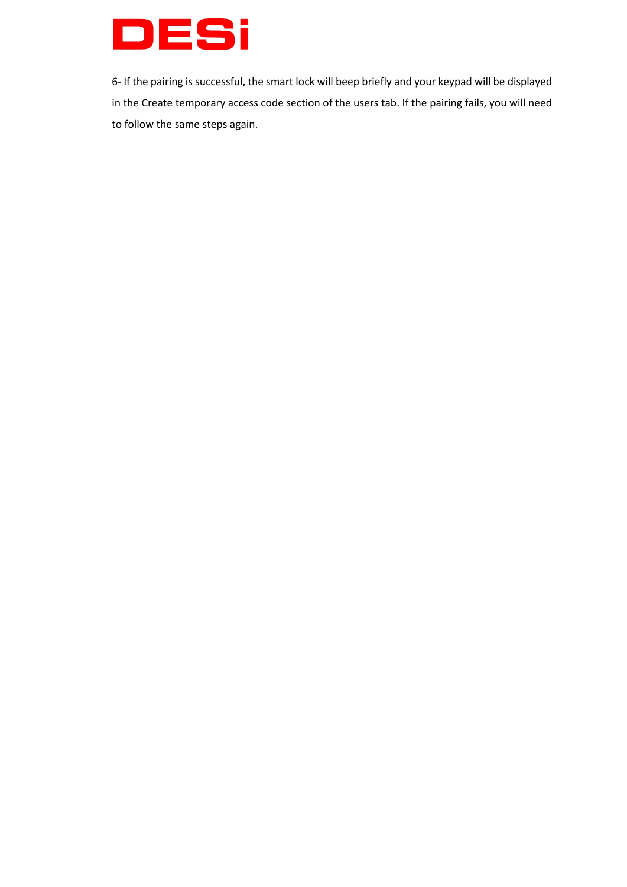6- If the pairing is successful, the smart lock will beep briefly and your keypad will be displayed in the Create temporary access code section of the users tab. If the pairing fails, you will need to follow the same steps again.